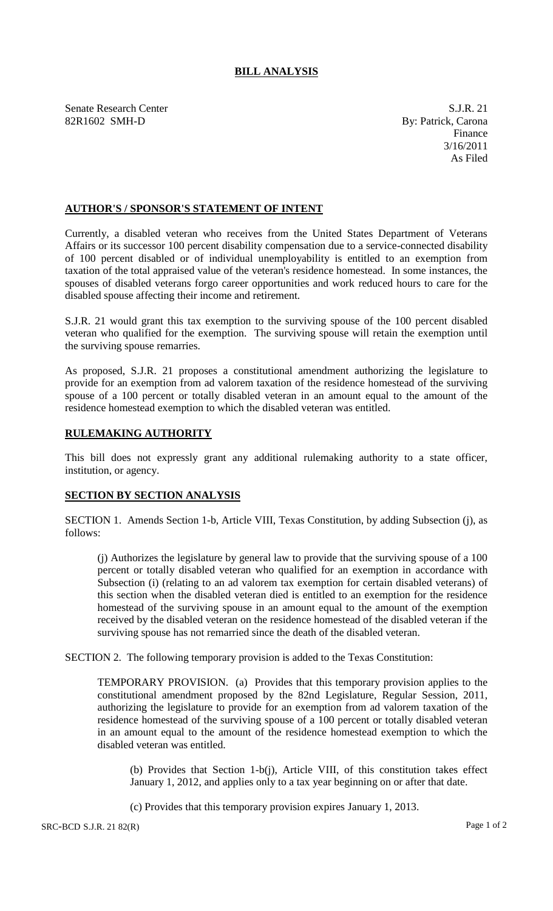# BILL ANALYSIS

Senate Research Center
82R1602 SMH-D

S.J.R. 21
By: Patrick, Carona
Finance
3/16/2011
As Filed

## AUTHOR'S / SPONSOR'S STATEMENT OF INTENT

Currently, a disabled veteran who receives from the United States Department of Veterans Affairs or its successor 100 percent disability compensation due to a service-connected disability of 100 percent disabled or of individual unemployability is entitled to an exemption from taxation of the total appraised value of the veteran's residence homestead. In some instances, the spouses of disabled veterans forgo career opportunities and work reduced hours to care for the disabled spouse affecting their income and retirement.

S.J.R. 21 would grant this tax exemption to the surviving spouse of the 100 percent disabled veteran who qualified for the exemption. The surviving spouse will retain the exemption until the surviving spouse remarries.

As proposed, S.J.R. 21 proposes a constitutional amendment authorizing the legislature to provide for an exemption from ad valorem taxation of the residence homestead of the surviving spouse of a 100 percent or totally disabled veteran in an amount equal to the amount of the residence homestead exemption to which the disabled veteran was entitled.

## RULEMAKING AUTHORITY

This bill does not expressly grant any additional rulemaking authority to a state officer, institution, or agency.

## SECTION BY SECTION ANALYSIS

SECTION 1. Amends Section 1-b, Article VIII, Texas Constitution, by adding Subsection (j), as follows:

(j) Authorizes the legislature by general law to provide that the surviving spouse of a 100 percent or totally disabled veteran who qualified for an exemption in accordance with Subsection (i) (relating to an ad valorem tax exemption for certain disabled veterans) of this section when the disabled veteran died is entitled to an exemption for the residence homestead of the surviving spouse in an amount equal to the amount of the exemption received by the disabled veteran on the residence homestead of the disabled veteran if the surviving spouse has not remarried since the death of the disabled veteran.

SECTION 2. The following temporary provision is added to the Texas Constitution:

TEMPORARY PROVISION. (a) Provides that this temporary provision applies to the constitutional amendment proposed by the 82nd Legislature, Regular Session, 2011, authorizing the legislature to provide for an exemption from ad valorem taxation of the residence homestead of the surviving spouse of a 100 percent or totally disabled veteran in an amount equal to the amount of the residence homestead exemption to which the disabled veteran was entitled.

(b) Provides that Section 1-b(j), Article VIII, of this constitution takes effect January 1, 2012, and applies only to a tax year beginning on or after that date.

(c) Provides that this temporary provision expires January 1, 2013.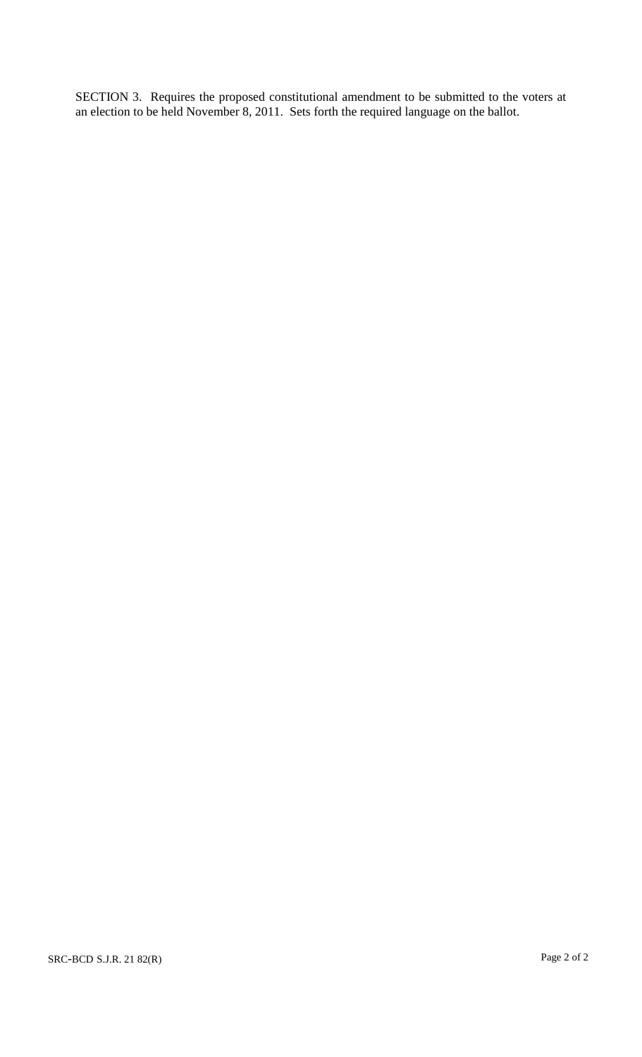SECTION 3. Requires the proposed constitutional amendment to be submitted to the voters at an election to be held November 8, 2011. Sets forth the required language on the ballot.